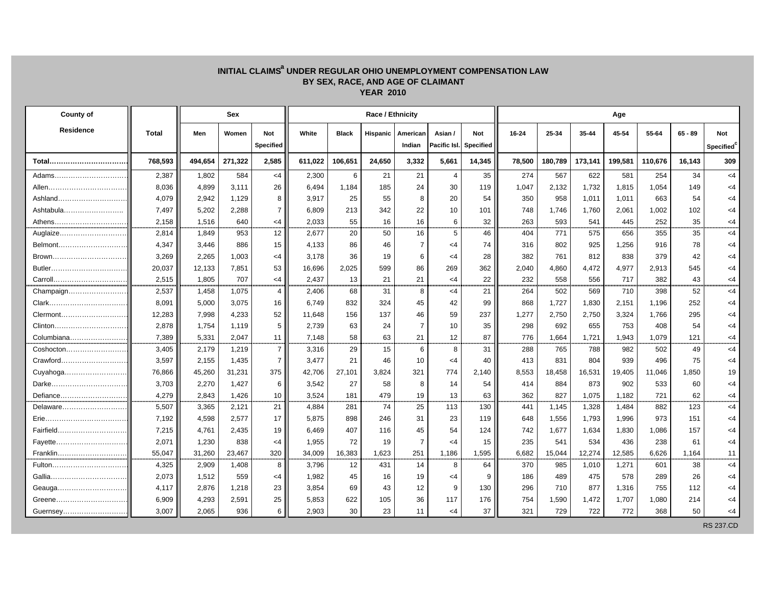# INITIAL CLAIMS[a] UNDER REGULAR OHIO UNEMPLOYMENT COMPENSATION LAW
## BY SEX, RACE, AND AGE OF CLAIMANT
### YEAR 2010

| County of Residence | Total | Sex | | | Race / Ethnicity | | | | | | Age | | | | | | |
|---|---|---|---|---|---|---|---|---|---|---|---|---|---|---|---|---|---|
| | | Men | Women | Not Specified | White | Black | Hispanic | American Indian | Asian / Pacific Isl. | Not Specified | 16-24 | 25-34 | 35-44 | 45-54 | 55-64 | 65 - 89 | Not Specified[c] |
| **Total** | **768,593** | **494,654** | **271,322** | **2,585** | **611,022** | **106,651** | **24,650** | **3,332** | **5,661** | **14,345** | **78,500** | **180,789** | **173,141** | **199,581** | **110,676** | **16,143** | **309** |
| Adams | 2,387 | 1,802 | 584 | <4 | 2,300 | 6 | 21 | 21 | 4 | 35 | 274 | 567 | 622 | 581 | 254 | 34 | <4 |
| Allen | 8,036 | 4,899 | 3,111 | 26 | 6,494 | 1,184 | 185 | 24 | 30 | 119 | 1,047 | 2,132 | 1,732 | 1,815 | 1,054 | 149 | <4 |
| Ashland | 4,079 | 2,942 | 1,129 | 8 | 3,917 | 25 | 55 | 8 | 20 | 54 | 350 | 958 | 1,011 | 1,011 | 663 | 54 | <4 |
| Ashtabula | 7,497 | 5,202 | 2,288 | 7 | 6,809 | 213 | 342 | 22 | 10 | 101 | 748 | 1,746 | 1,760 | 2,061 | 1,002 | 102 | <4 |
| Athens | 2,158 | 1,516 | 640 | <4 | 2,033 | 55 | 16 | 16 | 6 | 32 | 263 | 593 | 541 | 445 | 252 | 35 | <4 |
| Auglaize | 2,814 | 1,849 | 953 | 12 | 2,677 | 20 | 50 | 16 | 5 | 46 | 404 | 771 | 575 | 656 | 355 | 35 | <4 |
| Belmont | 4,347 | 3,446 | 886 | 15 | 4,133 | 86 | 46 | 7 | <4 | 74 | 316 | 802 | 925 | 1,256 | 916 | 78 | <4 |
| Brown | 3,269 | 2,265 | 1,003 | <4 | 3,178 | 36 | 19 | 6 | <4 | 28 | 382 | 761 | 812 | 838 | 379 | 42 | <4 |
| Butler | 20,037 | 12,133 | 7,851 | 53 | 16,696 | 2,025 | 599 | 86 | 269 | 362 | 2,040 | 4,860 | 4,472 | 4,977 | 2,913 | 545 | <4 |
| Carroll | 2,515 | 1,805 | 707 | <4 | 2,437 | 13 | 21 | 21 | <4 | 22 | 232 | 558 | 556 | 717 | 382 | 43 | <4 |
| Champaign | 2,537 | 1,458 | 1,075 | 4 | 2,406 | 68 | 31 | 8 | <4 | 21 | 264 | 502 | 569 | 710 | 398 | 52 | <4 |
| Clark | 8,091 | 5,000 | 3,075 | 16 | 6,749 | 832 | 324 | 45 | 42 | 99 | 868 | 1,727 | 1,830 | 2,151 | 1,196 | 252 | <4 |
| Clermont | 12,283 | 7,998 | 4,233 | 52 | 11,648 | 156 | 137 | 46 | 59 | 237 | 1,277 | 2,750 | 2,750 | 3,324 | 1,766 | 295 | <4 |
| Clinton | 2,878 | 1,754 | 1,119 | 5 | 2,739 | 63 | 24 | 7 | 10 | 35 | 298 | 692 | 655 | 753 | 408 | 54 | <4 |
| Columbiana | 7,389 | 5,331 | 2,047 | 11 | 7,148 | 58 | 63 | 21 | 12 | 87 | 776 | 1,664 | 1,721 | 1,943 | 1,079 | 121 | <4 |
| Coshocton | 3,405 | 2,179 | 1,219 | 7 | 3,316 | 29 | 15 | 6 | 8 | 31 | 288 | 765 | 788 | 982 | 502 | 49 | <4 |
| Crawford | 3,597 | 2,155 | 1,435 | 7 | 3,477 | 21 | 46 | 10 | <4 | 40 | 413 | 831 | 804 | 939 | 496 | 75 | <4 |
| Cuyahoga | 76,866 | 45,260 | 31,231 | 375 | 42,706 | 27,101 | 3,824 | 321 | 774 | 2,140 | 8,553 | 18,458 | 16,531 | 19,405 | 11,046 | 1,850 | 19 |
| Darke | 3,703 | 2,270 | 1,427 | 6 | 3,542 | 27 | 58 | 8 | 14 | 54 | 414 | 884 | 873 | 902 | 533 | 60 | <4 |
| Defiance | 4,279 | 2,843 | 1,426 | 10 | 3,524 | 181 | 479 | 19 | 13 | 63 | 362 | 827 | 1,075 | 1,182 | 721 | 62 | <4 |
| Delaware | 5,507 | 3,365 | 2,121 | 21 | 4,884 | 281 | 74 | 25 | 113 | 130 | 441 | 1,145 | 1,328 | 1,484 | 882 | 123 | <4 |
| Erie | 7,192 | 4,598 | 2,577 | 17 | 5,875 | 898 | 246 | 31 | 23 | 119 | 648 | 1,556 | 1,793 | 1,996 | 973 | 151 | <4 |
| Fairfield | 7,215 | 4,761 | 2,435 | 19 | 6,469 | 407 | 116 | 45 | 54 | 124 | 742 | 1,677 | 1,634 | 1,830 | 1,086 | 157 | <4 |
| Fayette | 2,071 | 1,230 | 838 | <4 | 1,955 | 72 | 19 | 7 | <4 | 15 | 235 | 541 | 534 | 436 | 238 | 61 | <4 |
| Franklin | 55,047 | 31,260 | 23,467 | 320 | 34,009 | 16,383 | 1,623 | 251 | 1,186 | 1,595 | 6,682 | 15,044 | 12,274 | 12,585 | 6,626 | 1,164 | 11 |
| Fulton | 4,325 | 2,909 | 1,408 | 8 | 3,796 | 12 | 431 | 14 | 8 | 64 | 370 | 985 | 1,010 | 1,271 | 601 | 38 | <4 |
| Gallia | 2,073 | 1,512 | 559 | <4 | 1,982 | 45 | 16 | 19 | <4 | 9 | 186 | 489 | 475 | 578 | 289 | 26 | <4 |
| Geauga | 4,117 | 2,876 | 1,218 | 23 | 3,854 | 69 | 43 | 12 | 9 | 130 | 296 | 710 | 877 | 1,316 | 755 | 112 | <4 |
| Greene | 6,909 | 4,293 | 2,591 | 25 | 5,853 | 622 | 105 | 36 | 117 | 176 | 754 | 1,590 | 1,472 | 1,707 | 1,080 | 214 | <4 |
| Guernsey | 3,007 | 2,065 | 936 | 6 | 2,903 | 30 | 23 | 11 | <4 | 37 | 321 | 729 | 722 | 772 | 368 | 50 | <4 |

RS 237.CD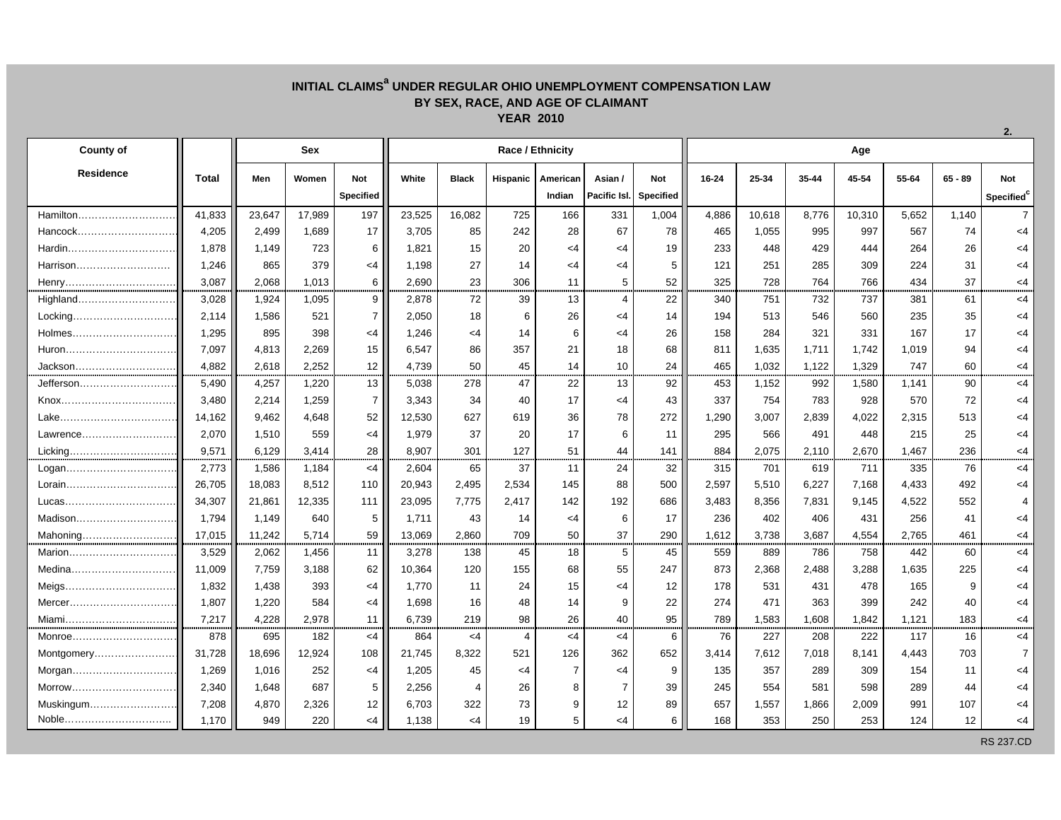# INITIAL CLAIMS[a] UNDER REGULAR OHIO UNEMPLOYMENT COMPENSATION LAW
## BY SEX, RACE, AND AGE OF CLAIMANT
### YEAR 2010

| County of Residence | Total | Sex | | | Race / Ethnicity | | | | | | Age | | | | | | |
|---|---|---|---|---|---|---|---|---|---|---|---|---|---|---|---|---|---|
| | | Men | Women | Not Specified | White | Black | Hispanic | American Indian | Asian / Pacific Isl. | Not Specified | 16-24 | 25-34 | 35-44 | 45-54 | 55-64 | 65 - 89 | Not Specified[c] |
| Hamilton | 41,833 | 23,647 | 17,989 | 197 | 23,525 | 16,082 | 725 | 166 | 331 | 1,004 | 4,886 | 10,618 | 8,776 | 10,310 | 5,652 | 1,140 | 7 |
| Hancock | 4,205 | 2,499 | 1,689 | 17 | 3,705 | 85 | 242 | 28 | 67 | 78 | 465 | 1,055 | 995 | 997 | 567 | 74 | <4 |
| Hardin | 1,878 | 1,149 | 723 | 6 | 1,821 | 15 | 20 | <4 | <4 | 19 | 233 | 448 | 429 | 444 | 264 | 26 | <4 |
| Harrison | 1,246 | 865 | 379 | <4 | 1,198 | 27 | 14 | <4 | <4 | 5 | 121 | 251 | 285 | 309 | 224 | 31 | <4 |
| Henry | 3,087 | 2,068 | 1,013 | 6 | 2,690 | 23 | 306 | 11 | 5 | 52 | 325 | 728 | 764 | 766 | 434 | 37 | <4 |
| Highland | 3,028 | 1,924 | 1,095 | 9 | 2,878 | 72 | 39 | 13 | 4 | 22 | 340 | 751 | 732 | 737 | 381 | 61 | <4 |
| Hocking | 2,114 | 1,586 | 521 | 7 | 2,050 | 18 | 6 | 26 | <4 | 14 | 194 | 513 | 546 | 560 | 235 | 35 | <4 |
| Holmes | 1,295 | 895 | 398 | <4 | 1,246 | <4 | 14 | 6 | <4 | 26 | 158 | 284 | 321 | 331 | 167 | 17 | <4 |
| Huron | 7,097 | 4,813 | 2,269 | 15 | 6,547 | 86 | 357 | 21 | 18 | 68 | 811 | 1,635 | 1,711 | 1,742 | 1,019 | 94 | <4 |
| Jackson | 4,882 | 2,618 | 2,252 | 12 | 4,739 | 50 | 45 | 14 | 10 | 24 | 465 | 1,032 | 1,122 | 1,329 | 747 | 60 | <4 |
| Jefferson | 5,490 | 4,257 | 1,220 | 13 | 5,038 | 278 | 47 | 22 | 13 | 92 | 453 | 1,152 | 992 | 1,580 | 1,141 | 90 | <4 |
| Knox | 3,480 | 2,214 | 1,259 | 7 | 3,343 | 34 | 40 | 17 | <4 | 43 | 337 | 754 | 783 | 928 | 570 | 72 | <4 |
| Lake | 14,162 | 9,462 | 4,648 | 52 | 12,530 | 627 | 619 | 36 | 78 | 272 | 1,290 | 3,007 | 2,839 | 4,022 | 2,315 | 513 | <4 |
| Lawrence | 2,070 | 1,510 | 559 | <4 | 1,979 | 37 | 20 | 17 | 6 | 11 | 295 | 566 | 491 | 448 | 215 | 25 | <4 |
| Licking | 9,571 | 6,129 | 3,414 | 28 | 8,907 | 301 | 127 | 51 | 44 | 141 | 884 | 2,075 | 2,110 | 2,670 | 1,467 | 236 | <4 |
| Logan | 2,773 | 1,586 | 1,184 | <4 | 2,604 | 65 | 37 | 11 | 24 | 32 | 315 | 701 | 619 | 711 | 335 | 76 | <4 |
| Lorain | 26,705 | 18,083 | 8,512 | 110 | 20,943 | 2,495 | 2,534 | 145 | 88 | 500 | 2,597 | 5,510 | 6,227 | 7,168 | 4,433 | 492 | <4 |
| Lucas | 34,307 | 21,861 | 12,335 | 111 | 23,095 | 7,775 | 2,417 | 142 | <4 | 192 | 686 | 3,483 | 8,356 | 7,831 | 9,145 | 4,522 | 552 | 4 |
| Madison | 1,794 | 1,149 | 640 | 5 | 1,711 | 43 | 14 | <4 | 6 | 17 | 236 | 402 | 406 | 431 | 256 | 41 | <4 |
| Mahoning | 17,015 | 11,242 | 5,714 | 59 | 13,069 | 2,860 | 709 | 50 | 37 | 290 | 1,612 | 3,738 | 3,687 | 4,554 | 2,765 | 461 | <4 |
| Marion | 3,529 | 2,062 | 1,456 | 11 | 3,278 | 138 | 45 | 18 | 5 | 45 | 559 | 889 | 786 | 758 | 442 | 60 | <4 |
| Medina | 11,009 | 7,759 | 3,188 | 62 | 10,364 | 120 | 155 | 68 | 55 | 247 | 873 | 2,368 | 2,488 | 3,288 | 1,635 | 225 | <4 |
| Meigs | 1,832 | 1,438 | 393 | <4 | 1,770 | 11 | 24 | 15 | <4 | 12 | 178 | 531 | 431 | 478 | 165 | 9 | <4 |
| Mercer | 1,807 | 1,220 | 584 | <4 | 1,698 | 16 | 48 | 14 | 9 | 22 | 274 | 471 | 363 | 399 | 242 | 40 | <4 |
| Miami | 7,217 | 4,228 | 2,978 | 11 | 6,739 | 219 | 98 | 26 | 40 | 95 | 789 | 1,583 | 1,608 | 1,842 | 1,121 | 183 | <4 |
| Monroe | 878 | 695 | 182 | <4 | 864 | <4 | 4 | <4 | <4 | 6 | 76 | 227 | 208 | 222 | 117 | 16 | <4 |
| Montgomery | 31,728 | 18,696 | 12,924 | 108 | 21,745 | 8,322 | 521 | 126 | 362 | 652 | 3,414 | 7,612 | 7,018 | 8,141 | 4,443 | 703 | 7 |
| Morgan | 1,269 | 1,016 | 252 | <4 | 1,205 | 45 | <4 | 7 | <4 | 9 | 135 | 357 | 289 | 309 | 154 | 11 | <4 |
| Morrow | 2,340 | 1,648 | 687 | 5 | 2,256 | 4 | 26 | 8 | 7 | 39 | 245 | 554 | 581 | 598 | 289 | 44 | <4 |
| Muskingum | 7,208 | 4,870 | 2,326 | 12 | 6,703 | 322 | 73 | 9 | 12 | 89 | 657 | 1,557 | 1,866 | 2,009 | 991 | 107 | <4 |
| Noble | 1,170 | 949 | 220 | <4 | 1,138 | <4 | 19 | 5 | <4 | 6 | 168 | 353 | 250 | 253 | 124 | 12 | <4 |

RS 237.CD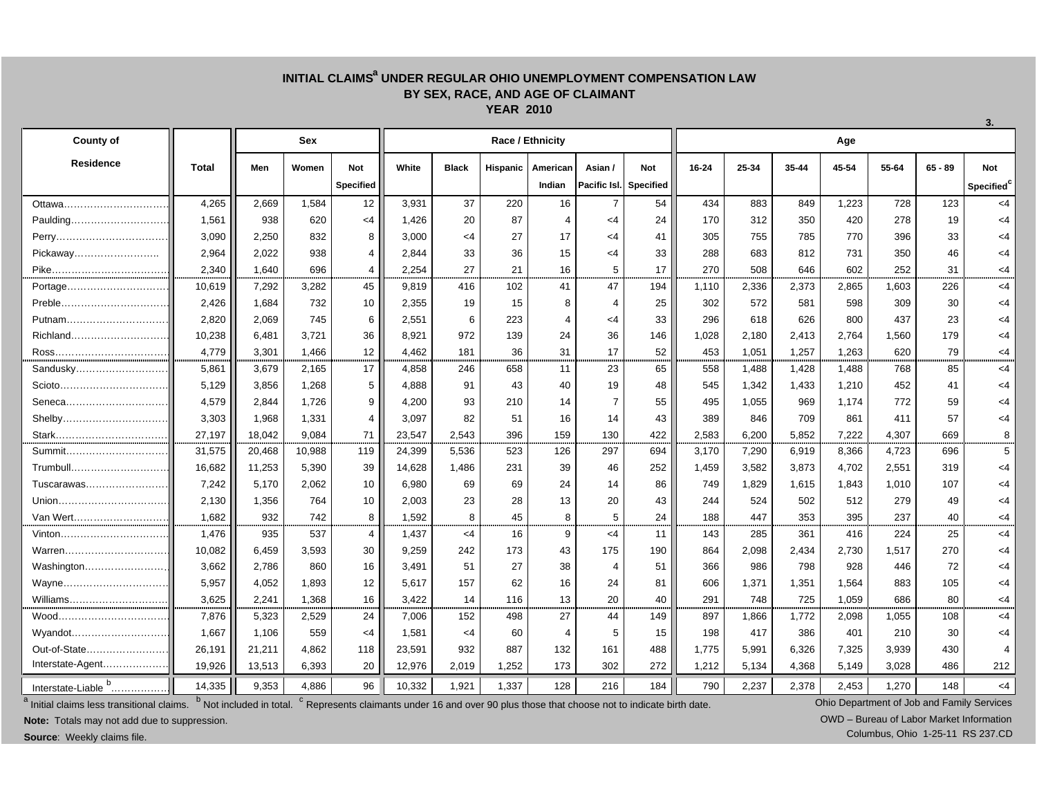# INITIAL CLAIMS[a] UNDER REGULAR OHIO UNEMPLOYMENT COMPENSATION LAW
## BY SEX, RACE, AND AGE OF CLAIMANT
### YEAR 2010

3.

| County of Residence | Total | Sex | | | Race / Ethnicity | | | | | | Age | | | | | | |
|---|---|---|---|---|---|---|---|---|---|---|---|---|---|---|---|---|---|
| | | Men | Women | Not Specified | White | Black | Hispanic | American Indian | Asian / Pacific Isl. | Not Specified | 16-24 | 25-34 | 35-44 | 45-54 | 55-64 | 65 - 89 | Not Specified[c] |
| Ottawa | 4,265 | 2,669 | 1,584 | 12 | 3,931 | 37 | 220 | 16 | 7 | 54 | 434 | 883 | 849 | 1,223 | 728 | 123 | <4 |
| Paulding | 1,561 | 938 | 620 | <4 | 1,426 | 20 | 87 | 4 | <4 | 24 | 170 | 312 | 350 | 420 | 278 | 19 | <4 |
| Perry | 3,090 | 2,250 | 832 | 8 | 3,000 | <4 | 27 | 17 | <4 | 41 | 305 | 755 | 785 | 770 | 396 | 33 | <4 |
| Pickaway | 2,964 | 2,022 | 938 | 4 | 2,844 | 33 | 36 | 15 | <4 | 33 | 288 | 683 | 812 | 731 | 350 | 46 | <4 |
| Pike | 2,340 | 1,640 | 696 | 4 | 2,254 | 27 | 21 | 16 | 5 | 17 | 270 | 508 | 646 | 602 | 252 | 31 | <4 |
| Portage | 10,619 | 7,292 | 3,282 | 45 | 9,819 | 416 | 102 | 41 | 47 | 194 | 1,110 | 2,336 | 2,373 | 2,865 | 1,603 | 226 | <4 |
| Preble | 2,426 | 1,684 | 732 | 10 | 2,355 | 19 | 15 | 8 | 4 | 25 | 302 | 572 | 581 | 598 | 309 | 30 | <4 |
| Putnam | 2,820 | 2,069 | 745 | 6 | 2,551 | 6 | 223 | 4 | <4 | 33 | 296 | 618 | 626 | 800 | 437 | 23 | <4 |
| Richland | 10,238 | 6,481 | 3,721 | 36 | 8,921 | 972 | 139 | 24 | 36 | 146 | 1,028 | 2,180 | 2,413 | 2,764 | 1,560 | 179 | <4 |
| Ross | 4,779 | 3,301 | 1,466 | 12 | 4,462 | 181 | 36 | 31 | 17 | 52 | 453 | 1,051 | 1,257 | 1,263 | 620 | 79 | <4 |
| Sandusky | 5,861 | 3,679 | 2,165 | 17 | 4,858 | 246 | 658 | 11 | 23 | 65 | 558 | 1,488 | 1,428 | 1,488 | 768 | 85 | <4 |
| Scioto | 5,129 | 3,856 | 1,268 | 5 | 4,888 | 91 | 43 | 40 | 19 | 48 | 545 | 1,342 | 1,433 | 1,210 | 452 | 41 | <4 |
| Seneca | 4,579 | 2,844 | 1,726 | 9 | 4,200 | 93 | 210 | 14 | 7 | 55 | 495 | 1,055 | 969 | 1,174 | 772 | 59 | <4 |
| Shelby | 3,303 | 1,968 | 1,331 | 4 | 3,097 | 82 | 51 | 16 | 14 | 43 | 389 | 846 | 709 | 861 | 411 | 57 | <4 |
| Stark | 27,197 | 18,042 | 9,084 | 71 | 23,547 | 2,543 | 396 | 159 | 130 | 422 | 2,583 | 6,200 | 5,852 | 7,222 | 4,307 | 669 | 8 |
| Summit | 31,575 | 20,468 | 10,988 | 119 | 24,399 | 5,536 | 523 | 126 | 297 | 694 | 3,170 | 7,290 | 6,919 | 8,366 | 4,723 | 696 | 5 |
| Trumbull | 16,682 | 11,253 | 5,390 | 39 | 14,628 | 1,486 | 231 | 39 | 46 | 252 | 1,459 | 3,582 | 3,873 | 4,702 | 2,551 | 319 | <4 |
| Tuscarawas | 7,242 | 5,170 | 2,062 | 10 | 6,980 | 69 | 69 | 24 | 14 | 86 | 749 | 1,829 | 1,615 | 1,843 | 1,010 | 107 | <4 |
| Union | 2,130 | 1,356 | 764 | 10 | 2,003 | 23 | 28 | 13 | 20 | 43 | 244 | 524 | 502 | 512 | 279 | 49 | <4 |
| Van Wert | 1,682 | 932 | 742 | 8 | 1,592 | 8 | 45 | 8 | 5 | 24 | 188 | 447 | 353 | 395 | 237 | 40 | <4 |
| Vinton | 1,476 | 935 | 537 | 4 | 1,437 | <4 | 16 | 9 | <4 | 11 | 143 | 285 | 361 | 416 | 224 | 25 | <4 |
| Warren | 10,082 | 6,459 | 3,593 | 30 | 9,259 | 242 | 173 | 43 | 175 | 190 | 864 | 2,098 | 2,434 | 2,730 | 1,517 | 270 | <4 |
| Washington | 3,662 | 2,786 | 860 | 16 | 3,491 | 51 | 27 | 38 | 4 | 51 | 366 | 986 | 798 | 928 | 446 | 72 | <4 |
| Wayne | 5,957 | 4,052 | 1,893 | 12 | 5,617 | 157 | 62 | 16 | 24 | 81 | 606 | 1,371 | 1,351 | 1,564 | 883 | 105 | <4 |
| Williams | 3,625 | 2,241 | 1,368 | 16 | 3,422 | 14 | 116 | 13 | 20 | 40 | 291 | 748 | 725 | 1,059 | 686 | 80 | <4 |
| Wood | 7,876 | 5,323 | 2,529 | 24 | 7,006 | 152 | 498 | 27 | 44 | 149 | 897 | 1,866 | 1,772 | 2,098 | 1,055 | 108 | <4 |
| Wyandot | 1,667 | 1,106 | 559 | <4 | 1,581 | <4 | 60 | 4 | 5 | 15 | 198 | 417 | 386 | 401 | 210 | 30 | <4 |
| Out-of-State | 26,191 | 21,211 | 4,862 | 118 | 23,591 | 932 | 887 | 132 | 161 | 488 | 1,775 | 5,991 | 6,326 | 7,325 | 3,939 | 430 | 4 |
| Interstate-Agent | 19,926 | 13,513 | 6,393 | 20 | 12,976 | 2,019 | 1,252 | 173 | 302 | 272 | 1,212 | 5,134 | 4,368 | 5,149 | 3,028 | 486 | 212 |
| Interstate-Liable [b] | 14,335 | 9,353 | 4,886 | 96 | 10,332 | 1,921 | 1,337 | 128 | 216 | 184 | 790 | 2,237 | 2,378 | 2,453 | 1,270 | 148 | <4 |

[a] Initial claims less transitional claims. [b] Not included in total. [c] Represents claimants under 16 and over 90 plus those that choose not to indicate birth date.

**Note:** Totals may not add due to suppression.

**Source**: Weekly claims file.

Ohio Department of Job and Family Services
OWD – Bureau of Labor Market Information
Columbus, Ohio 1-25-11 RS 237.CD